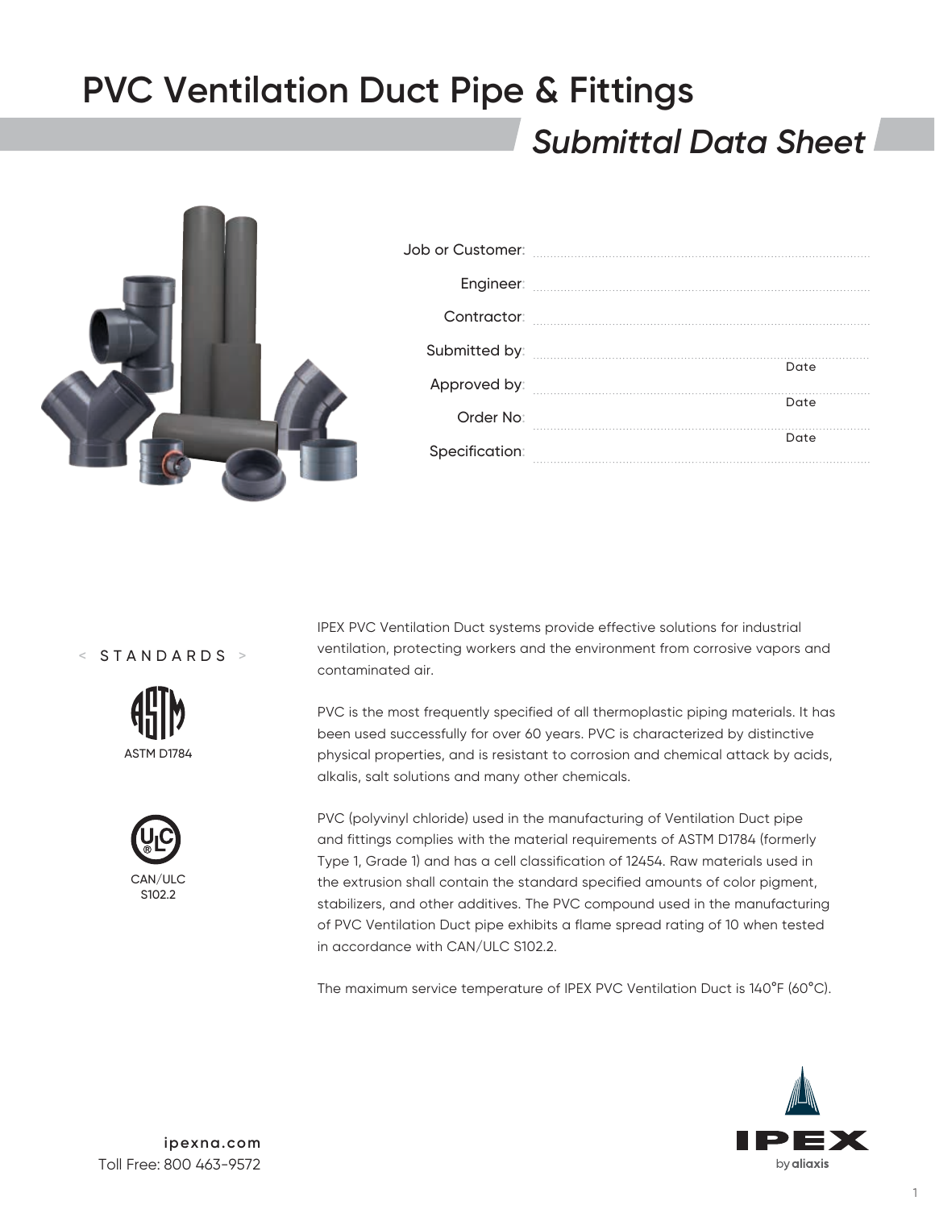# PVC Ventilation Duct Pipe & Fittings

## *Submittal Data Sheet*

Job or Customer:

Engineer:

Contractor:

Submitted by: Date

Approved by: Date

Order No: Date

Specification:

< STANDARDS >

ASTM D1784

CAN/ULC S102.2

IPEX PVC Ventilation Duct systems provide effective solutions for industrial ventilation, protecting workers and the environment from corrosive vapors and contaminated air.

PVC is the most frequently specified of all thermoplastic piping materials. It has been used successfully for over 60 years. PVC is characterized by distinctive physical properties, and is resistant to corrosion and chemical attack by acids, alkalis, salt solutions and many other chemicals.

PVC (polyvinyl chloride) used in the manufacturing of Ventilation Duct pipe and fittings complies with the material requirements of ASTM D1784 (formerly Type 1, Grade 1) and has a cell classification of 12454. Raw materials used in the extrusion shall contain the standard specified amounts of color pigment, stabilizers, and other additives. The PVC compound used in the manufacturing of PVC Ventilation Duct pipe exhibits a flame spread rating of 10 when tested in accordance with CAN/ULC S102.2.

The maximum service temperature of IPEX PVC Ventilation Duct is 140°F (60°C).

ipexna.com
Toll Free: 800 463-9572

IPEX by aliaxis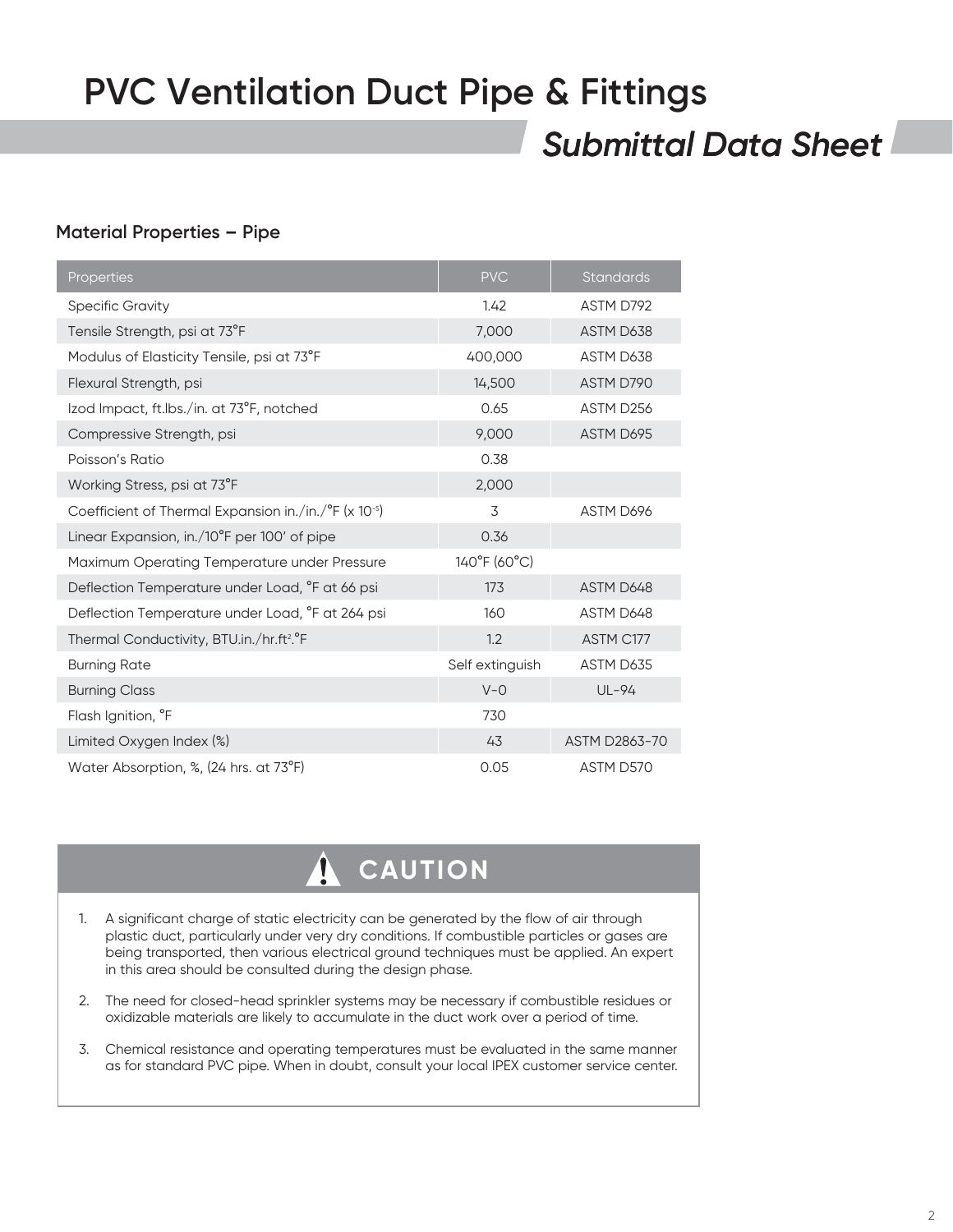# PVC Ventilation Duct Pipe & Fittings

## *Submittal Data Sheet*

### Material Properties – Pipe

| Properties | PVC | Standards |
|---|---|---|
| Specific Gravity | 1.42 | ASTM D792 |
| Tensile Strength, psi at 73°F | 7,000 | ASTM D638 |
| Modulus of Elasticity Tensile, psi at 73°F | 400,000 | ASTM D638 |
| Flexural Strength, psi | 14,500 | ASTM D790 |
| Izod Impact, ft.lbs./in. at 73°F, notched | 0.65 | ASTM D256 |
| Compressive Strength, psi | 9,000 | ASTM D695 |
| Poisson's Ratio | 0.38 | |
| Working Stress, psi at 73°F | 2,000 | |
| Coefficient of Thermal Expansion in./in./°F (x $10^{-5}$) | 3 | ASTM D696 |
| Linear Expansion, in./10°F per 100' of pipe | 0.36 | |
| Maximum Operating Temperature under Pressure | 140°F (60°C) | |
| Deflection Temperature under Load, °F at 66 psi | 173 | ASTM D648 |
| Deflection Temperature under Load, °F at 264 psi | 160 | ASTM D648 |
| Thermal Conductivity, BTU.in./hr.ft$^2$.°F | 1.2 | ASTM C177 |
| Burning Rate | Self extinguish | ASTM D635 |
| Burning Class | V-0 | UL-94 |
| Flash Ignition, °F | 730 | |
| Limited Oxygen Index (%) | 43 | ASTM D2863-70 |
| Water Absorption, %, (24 hrs. at 73°F) | 0.05 | ASTM D570 |

### CAUTION

1. A significant charge of static electricity can be generated by the flow of air through plastic duct, particularly under very dry conditions. If combustible particles or gases are being transported, then various electrical ground techniques must be applied. An expert in this area should be consulted during the design phase.
2. The need for closed-head sprinkler systems may be necessary if combustible residues or oxidizable materials are likely to accumulate in the duct work over a period of time.
3. Chemical resistance and operating temperatures must be evaluated in the same manner as for standard PVC pipe. When in doubt, consult your local IPEX customer service center.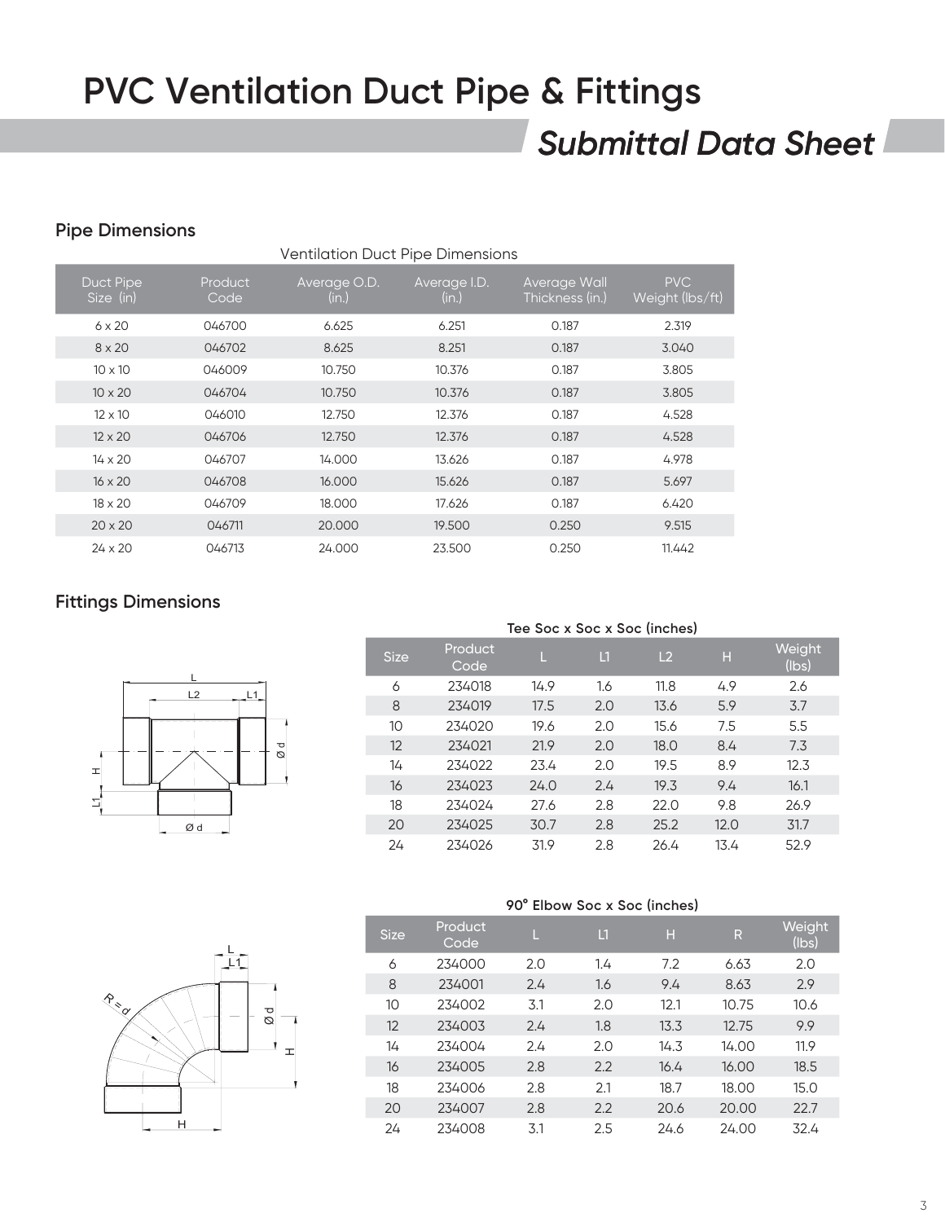# PVC Ventilation Duct Pipe & Fittings

## *Submittal Data Sheet*

### Pipe Dimensions

Ventilation Duct Pipe Dimensions

| Duct Pipe Size (in) | Product Code | Average O.D. (in.) | Average I.D. (in.) | Average Wall Thickness (in.) | PVC Weight (lbs/ft) |
|---|---|---|---|---|---|
| 6 x 20 | 046700 | 6.625 | 6.251 | 0.187 | 2.319 |
| 8 x 20 | 046702 | 8.625 | 8.251 | 0.187 | 3.040 |
| 10 x 10 | 046009 | 10.750 | 10.376 | 0.187 | 3.805 |
| 10 x 20 | 046704 | 10.750 | 10.376 | 0.187 | 3.805 |
| 12 x 10 | 046010 | 12.750 | 12.376 | 0.187 | 4.528 |
| 12 x 20 | 046706 | 12.750 | 12.376 | 0.187 | 4.528 |
| 14 x 20 | 046707 | 14.000 | 13.626 | 0.187 | 4.978 |
| 16 x 20 | 046708 | 16.000 | 15.626 | 0.187 | 5.697 |
| 18 x 20 | 046709 | 18.000 | 17.626 | 0.187 | 6.420 |
| 20 x 20 | 046711 | 20.000 | 19.500 | 0.250 | 9.515 |
| 24 x 20 | 046713 | 24.000 | 23.500 | 0.250 | 11.442 |

### Fittings Dimensions

**Tee Soc x Soc x Soc (inches)**

| Size | Product Code | L | L1 | L2 | H | Weight (lbs) |
|---|---|---|---|---|---|---|
| 6 | 234018 | 14.9 | 1.6 | 11.8 | 4.9 | 2.6 |
| 8 | 234019 | 17.5 | 2.0 | 13.6 | 5.9 | 3.7 |
| 10 | 234020 | 19.6 | 2.0 | 15.6 | 7.5 | 5.5 |
| 12 | 234021 | 21.9 | 2.0 | 18.0 | 8.4 | 7.3 |
| 14 | 234022 | 23.4 | 2.0 | 19.5 | 8.9 | 12.3 |
| 16 | 234023 | 24.0 | 2.4 | 19.3 | 9.4 | 16.1 |
| 18 | 234024 | 27.6 | 2.8 | 22.0 | 9.8 | 26.9 |
| 20 | 234025 | 30.7 | 2.8 | 25.2 | 12.0 | 31.7 |
| 24 | 234026 | 31.9 | 2.8 | 26.4 | 13.4 | 52.9 |

**90° Elbow Soc x Soc (inches)**

| Size | Product Code | L | L1 | H | R | Weight (lbs) |
|---|---|---|---|---|---|---|
| 6 | 234000 | 2.0 | 1.4 | 7.2 | 6.63 | 2.0 |
| 8 | 234001 | 2.4 | 1.6 | 9.4 | 8.63 | 2.9 |
| 10 | 234002 | 3.1 | 2.0 | 12.1 | 10.75 | 10.6 |
| 12 | 234003 | 2.4 | 1.8 | 13.3 | 12.75 | 9.9 |
| 14 | 234004 | 2.4 | 2.0 | 14.3 | 14.00 | 11.9 |
| 16 | 234005 | 2.8 | 2.2 | 16.4 | 16.00 | 18.5 |
| 18 | 234006 | 2.8 | 2.1 | 18.7 | 18.00 | 15.0 |
| 20 | 234007 | 2.8 | 2.2 | 20.6 | 20.00 | 22.7 |
| 24 | 234008 | 3.1 | 2.5 | 24.6 | 24.00 | 32.4 |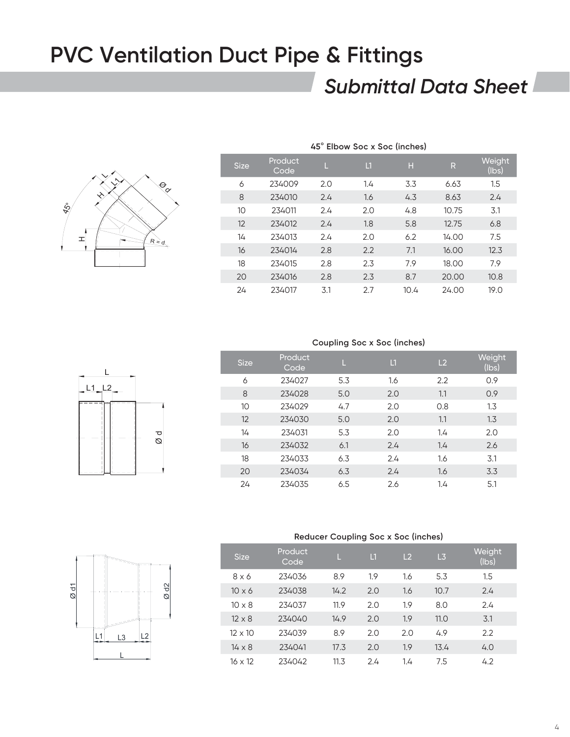# PVC Ventilation Duct Pipe & Fittings

## *Submittal Data Sheet*

**45° Elbow Soc x Soc (inches)**

| Size | Product Code | L | L1 | H | R | Weight (lbs) |
|---|---|---|---|---|---|---|
| 6 | 234009 | 2.0 | 1.4 | 3.3 | 6.63 | 1.5 |
| 8 | 234010 | 2.4 | 1.6 | 4.3 | 8.63 | 2.4 |
| 10 | 234011 | 2.4 | 2.0 | 4.8 | 10.75 | 3.1 |
| 12 | 234012 | 2.4 | 1.8 | 5.8 | 12.75 | 6.8 |
| 14 | 234013 | 2.4 | 2.0 | 6.2 | 14.00 | 7.5 |
| 16 | 234014 | 2.8 | 2.2 | 7.1 | 16.00 | 12.3 |
| 18 | 234015 | 2.8 | 2.3 | 7.9 | 18.00 | 7.9 |
| 20 | 234016 | 2.8 | 2.3 | 8.7 | 20.00 | 10.8 |
| 24 | 234017 | 3.1 | 2.7 | 10.4 | 24.00 | 19.0 |

**Coupling Soc x Soc (inches)**

| Size | Product Code | L | L1 | L2 | Weight (lbs) |
|---|---|---|---|---|---|
| 6 | 234027 | 5.3 | 1.6 | 2.2 | 0.9 |
| 8 | 234028 | 5.0 | 2.0 | 1.1 | 0.9 |
| 10 | 234029 | 4.7 | 2.0 | 0.8 | 1.3 |
| 12 | 234030 | 5.0 | 2.0 | 1.1 | 1.3 |
| 14 | 234031 | 5.3 | 2.0 | 1.4 | 2.0 |
| 16 | 234032 | 6.1 | 2.4 | 1.4 | 2.6 |
| 18 | 234033 | 6.3 | 2.4 | 1.6 | 3.1 |
| 20 | 234034 | 6.3 | 2.4 | 1.6 | 3.3 |
| 24 | 234035 | 6.5 | 2.6 | 1.4 | 5.1 |

**Reducer Coupling Soc x Soc (inches)**

| Size | Product Code | L | L1 | L2 | L3 | Weight (lbs) |
|---|---|---|---|---|---|---|
| 8 x 6 | 234036 | 8.9 | 1.9 | 1.6 | 5.3 | 1.5 |
| 10 x 6 | 234038 | 14.2 | 2.0 | 1.6 | 10.7 | 2.4 |
| 10 x 8 | 234037 | 11.9 | 2.0 | 1.9 | 8.0 | 2.4 |
| 12 x 8 | 234040 | 14.9 | 2.0 | 1.9 | 11.0 | 3.1 |
| 12 x 10 | 234039 | 8.9 | 2.0 | 2.0 | 4.9 | 2.2 |
| 14 x 8 | 234041 | 17.3 | 2.0 | 1.9 | 13.4 | 4.0 |
| 16 x 12 | 234042 | 11.3 | 2.4 | 1.4 | 7.5 | 4.2 |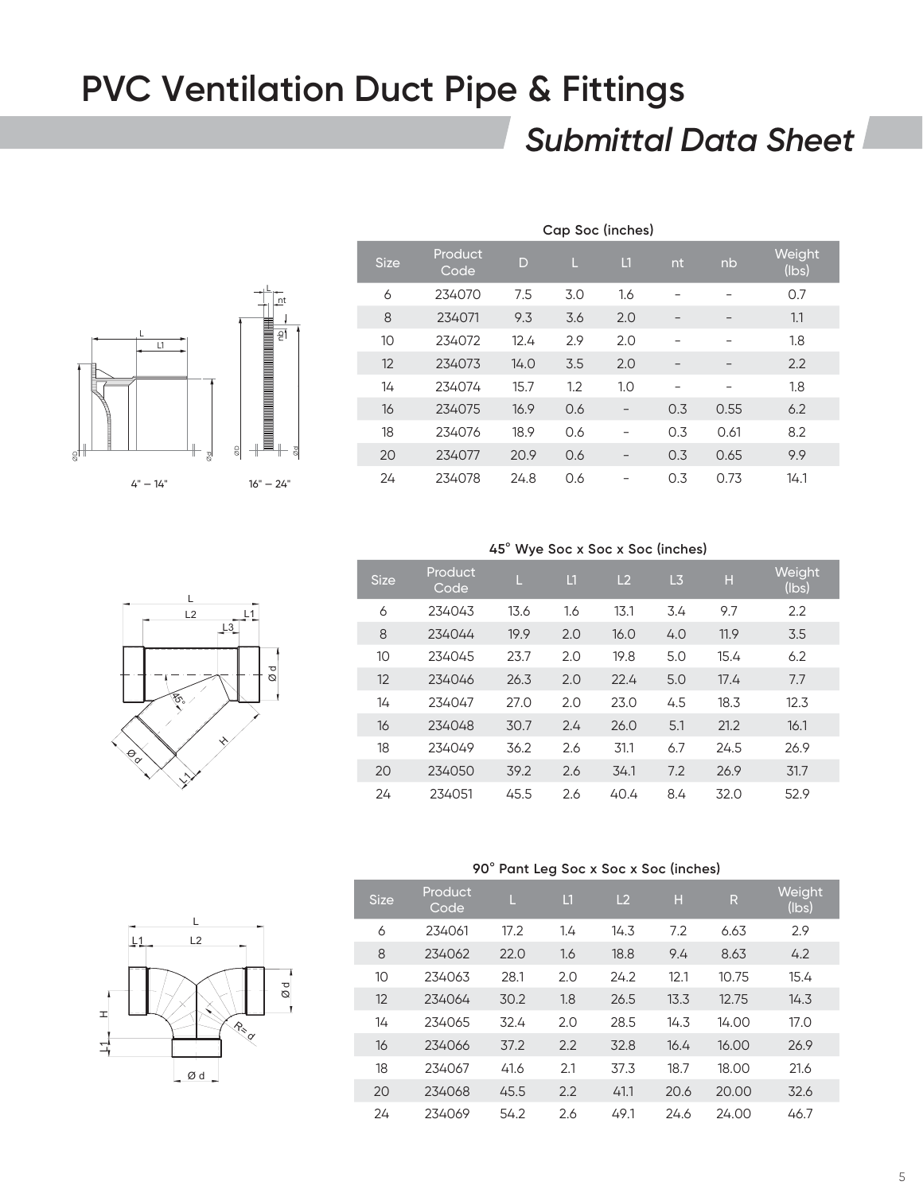# PVC Ventilation Duct Pipe & Fittings

## *Submittal Data Sheet*

4" – 14"    16" – 24"

**Cap Soc (inches)**

| Size | Product Code | D | L | L1 | nt | nb | Weight (lbs) |
|---|---|---|---|---|---|---|---|
| 6 | 234070 | 7.5 | 3.0 | 1.6 | – | – | 0.7 |
| 8 | 234071 | 9.3 | 3.6 | 2.0 | – | – | 1.1 |
| 10 | 234072 | 12.4 | 2.9 | 2.0 | – | – | 1.8 |
| 12 | 234073 | 14.0 | 3.5 | 2.0 | – | – | 2.2 |
| 14 | 234074 | 15.7 | 1.2 | 1.0 | – | – | 1.8 |
| 16 | 234075 | 16.9 | 0.6 | – | 0.3 | 0.55 | 6.2 |
| 18 | 234076 | 18.9 | 0.6 | – | 0.3 | 0.61 | 8.2 |
| 20 | 234077 | 20.9 | 0.6 | – | 0.3 | 0.65 | 9.9 |
| 24 | 234078 | 24.8 | 0.6 | – | 0.3 | 0.73 | 14.1 |

**45° Wye Soc x Soc x Soc (inches)**

| Size | Product Code | L | L1 | L2 | L3 | H | Weight (lbs) |
|---|---|---|---|---|---|---|---|
| 6 | 234043 | 13.6 | 1.6 | 13.1 | 3.4 | 9.7 | 2.2 |
| 8 | 234044 | 19.9 | 2.0 | 16.0 | 4.0 | 11.9 | 3.5 |
| 10 | 234045 | 23.7 | 2.0 | 19.8 | 5.0 | 15.4 | 6.2 |
| 12 | 234046 | 26.3 | 2.0 | 22.4 | 5.0 | 17.4 | 7.7 |
| 14 | 234047 | 27.0 | 2.0 | 23.0 | 4.5 | 18.3 | 12.3 |
| 16 | 234048 | 30.7 | 2.4 | 26.0 | 5.1 | 21.2 | 16.1 |
| 18 | 234049 | 36.2 | 2.6 | 31.1 | 6.7 | 24.5 | 26.9 |
| 20 | 234050 | 39.2 | 2.6 | 34.1 | 7.2 | 26.9 | 31.7 |
| 24 | 234051 | 45.5 | 2.6 | 40.4 | 8.4 | 32.0 | 52.9 |

**90° Pant Leg Soc x Soc x Soc (inches)**

| Size | Product Code | L | L1 | L2 | H | R | Weight (lbs) |
|---|---|---|---|---|---|---|---|
| 6 | 234061 | 17.2 | 1.4 | 14.3 | 7.2 | 6.63 | 2.9 |
| 8 | 234062 | 22.0 | 1.6 | 18.8 | 9.4 | 8.63 | 4.2 |
| 10 | 234063 | 28.1 | 2.0 | 24.2 | 12.1 | 10.75 | 15.4 |
| 12 | 234064 | 30.2 | 1.8 | 26.5 | 13.3 | 12.75 | 14.3 |
| 14 | 234065 | 32.4 | 2.0 | 28.5 | 14.3 | 14.00 | 17.0 |
| 16 | 234066 | 37.2 | 2.2 | 32.8 | 16.4 | 16.00 | 26.9 |
| 18 | 234067 | 41.6 | 2.1 | 37.3 | 18.7 | 18.00 | 21.6 |
| 20 | 234068 | 45.5 | 2.2 | 41.1 | 20.6 | 20.00 | 32.6 |
| 24 | 234069 | 54.2 | 2.6 | 49.1 | 24.6 | 24.00 | 46.7 |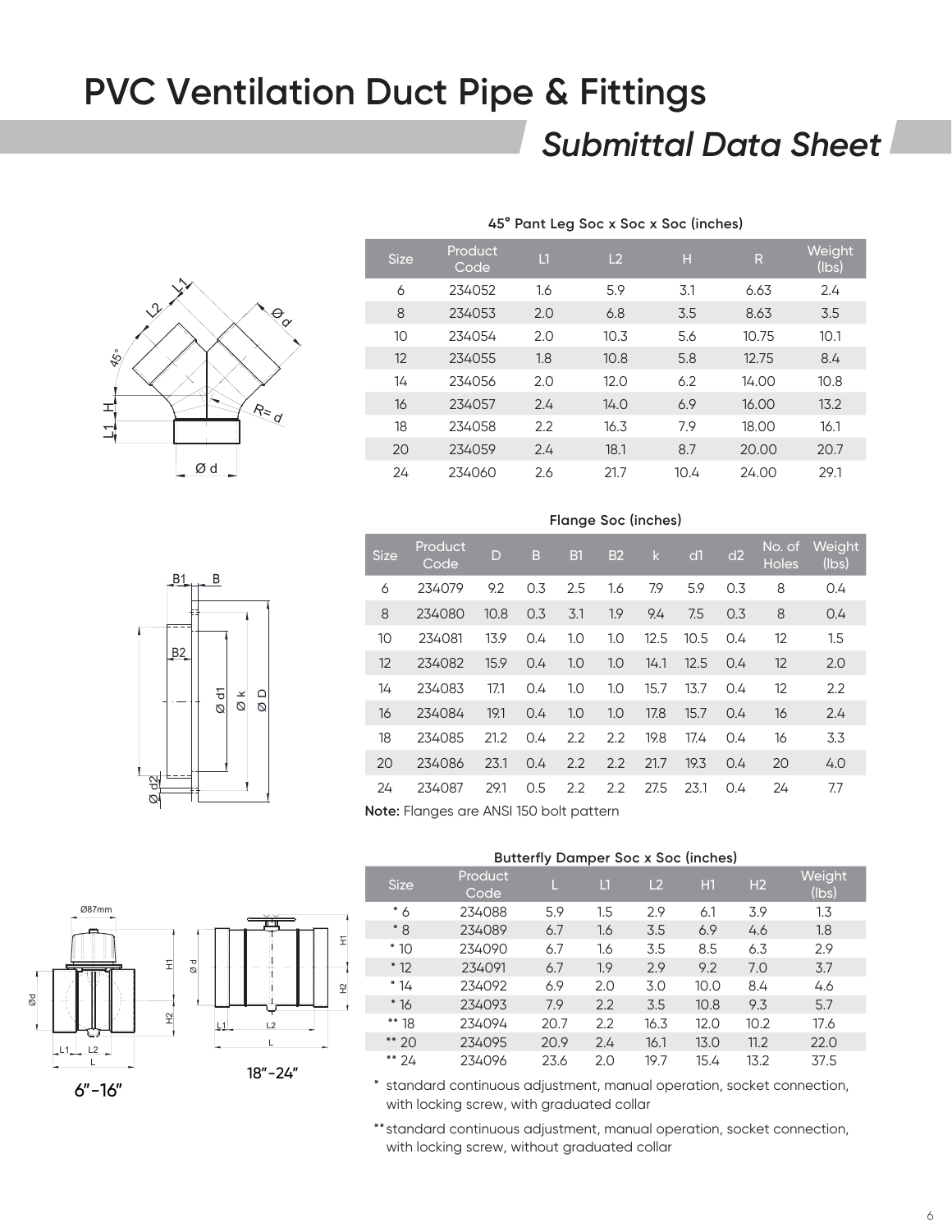# PVC Ventilation Duct Pipe & Fittings

## *Submittal Data Sheet*

**45° Pant Leg Soc x Soc x Soc (inches)**

| Size | Product Code | L1 | L2 | H | R | Weight (lbs) |
|---|---|---|---|---|---|---|
| 6 | 234052 | 1.6 | 5.9 | 3.1 | 6.63 | 2.4 |
| 8 | 234053 | 2.0 | 6.8 | 3.5 | 8.63 | 3.5 |
| 10 | 234054 | 2.0 | 10.3 | 5.6 | 10.75 | 10.1 |
| 12 | 234055 | 1.8 | 10.8 | 5.8 | 12.75 | 8.4 |
| 14 | 234056 | 2.0 | 12.0 | 6.2 | 14.00 | 10.8 |
| 16 | 234057 | 2.4 | 14.0 | 6.9 | 16.00 | 13.2 |
| 18 | 234058 | 2.2 | 16.3 | 7.9 | 18.00 | 16.1 |
| 20 | 234059 | 2.4 | 18.1 | 8.7 | 20.00 | 20.7 |
| 24 | 234060 | 2.6 | 21.7 | 10.4 | 24.00 | 29.1 |

**Flange Soc (inches)**

| Size | Product Code | D | B | B1 | B2 | k | d1 | d2 | No. of Holes | Weight (lbs) |
|---|---|---|---|---|---|---|---|---|---|---|
| 6 | 234079 | 9.2 | 0.3 | 2.5 | 1.6 | 7.9 | 5.9 | 0.3 | 8 | 0.4 |
| 8 | 234080 | 10.8 | 0.3 | 3.1 | 1.9 | 9.4 | 7.5 | 0.3 | 8 | 0.4 |
| 10 | 234081 | 13.9 | 0.4 | 1.0 | 1.0 | 12.5 | 10.5 | 0.4 | 12 | 1.5 |
| 12 | 234082 | 15.9 | 0.4 | 1.0 | 1.0 | 14.1 | 12.5 | 0.4 | 12 | 2.0 |
| 14 | 234083 | 17.1 | 0.4 | 1.0 | 1.0 | 15.7 | 13.7 | 0.4 | 12 | 2.2 |
| 16 | 234084 | 19.1 | 0.4 | 1.0 | 1.0 | 17.8 | 15.7 | 0.4 | 16 | 2.4 |
| 18 | 234085 | 21.2 | 0.4 | 2.2 | 2.2 | 19.8 | 17.4 | 0.4 | 16 | 3.3 |
| 20 | 234086 | 23.1 | 0.4 | 2.2 | 2.2 | 21.7 | 19.3 | 0.4 | 20 | 4.0 |
| 24 | 234087 | 29.1 | 0.5 | 2.2 | 2.2 | 27.5 | 23.1 | 0.4 | 24 | 7.7 |

**Note:** Flanges are ANSI 150 bolt pattern

**Butterfly Damper Soc x Soc (inches)**

| Size | Product Code | L | L1 | L2 | H1 | H2 | Weight (lbs) |
|---|---|---|---|---|---|---|---|
| * 6 | 234088 | 5.9 | 1.5 | 2.9 | 6.1 | 3.9 | 1.3 |
| * 8 | 234089 | 6.7 | 1.6 | 3.5 | 6.9 | 4.6 | 1.8 |
| * 10 | 234090 | 6.7 | 1.6 | 3.5 | 8.5 | 6.3 | 2.9 |
| * 12 | 234091 | 6.7 | 1.9 | 2.9 | 9.2 | 7.0 | 3.7 |
| * 14 | 234092 | 6.9 | 2.0 | 3.0 | 10.0 | 8.4 | 4.6 |
| * 16 | 234093 | 7.9 | 2.2 | 3.5 | 10.8 | 9.3 | 5.7 |
| ** 18 | 234094 | 20.7 | 2.2 | 16.3 | 12.0 | 10.2 | 17.6 |
| ** 20 | 234095 | 20.9 | 2.4 | 16.1 | 13.0 | 11.2 | 22.0 |
| ** 24 | 234096 | 23.6 | 2.0 | 19.7 | 15.4 | 13.2 | 37.5 |

6"-16"

18"-24"

\* standard continuous adjustment, manual operation, socket connection, with locking screw, with graduated collar

** standard continuous adjustment, manual operation, socket connection, with locking screw, without graduated collar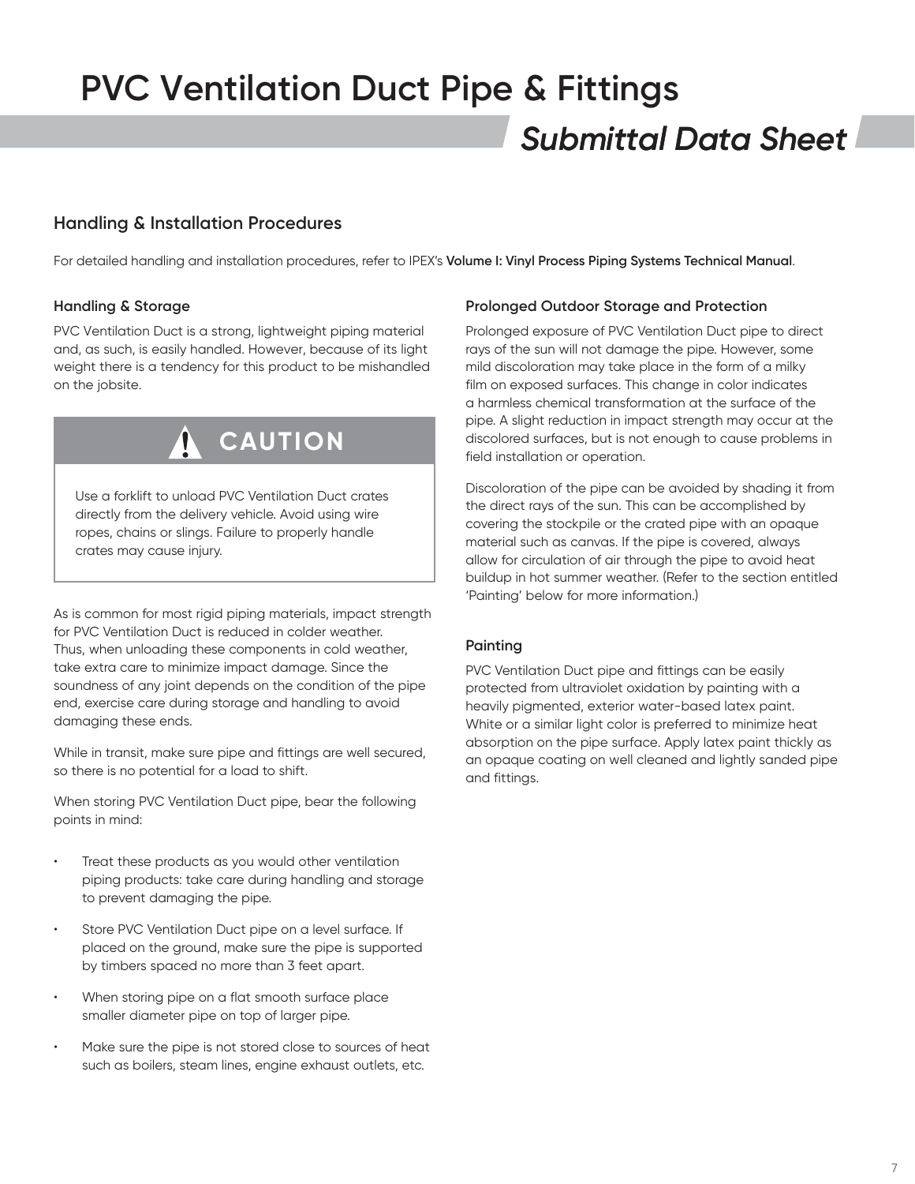# PVC Ventilation Duct Pipe & Fittings

## *Submittal Data Sheet*

## Handling & Installation Procedures

For detailed handling and installation procedures, refer to IPEX's **Volume I: Vinyl Process Piping Systems Technical Manual**.

### Handling & Storage

PVC Ventilation Duct is a strong, lightweight piping material and, as such, is easily handled. However, because of its light weight there is a tendency for this product to be mishandled on the jobsite.

> **⚠ CAUTION**
>
> Use a forklift to unload PVC Ventilation Duct crates directly from the delivery vehicle. Avoid using wire ropes, chains or slings. Failure to properly handle crates may cause injury.

As is common for most rigid piping materials, impact strength for PVC Ventilation Duct is reduced in colder weather. Thus, when unloading these components in cold weather, take extra care to minimize impact damage. Since the soundness of any joint depends on the condition of the pipe end, exercise care during storage and handling to avoid damaging these ends.

While in transit, make sure pipe and fittings are well secured, so there is no potential for a load to shift.

When storing PVC Ventilation Duct pipe, bear the following points in mind:

- Treat these products as you would other ventilation piping products: take care during handling and storage to prevent damaging the pipe.
- Store PVC Ventilation Duct pipe on a level surface. If placed on the ground, make sure the pipe is supported by timbers spaced no more than 3 feet apart.
- When storing pipe on a flat smooth surface place smaller diameter pipe on top of larger pipe.
- Make sure the pipe is not stored close to sources of heat such as boilers, steam lines, engine exhaust outlets, etc.

### Prolonged Outdoor Storage and Protection

Prolonged exposure of PVC Ventilation Duct pipe to direct rays of the sun will not damage the pipe. However, some mild discoloration may take place in the form of a milky film on exposed surfaces. This change in color indicates a harmless chemical transformation at the surface of the pipe. A slight reduction in impact strength may occur at the discolored surfaces, but is not enough to cause problems in field installation or operation.

Discoloration of the pipe can be avoided by shading it from the direct rays of the sun. This can be accomplished by covering the stockpile or the crated pipe with an opaque material such as canvas. If the pipe is covered, always allow for circulation of air through the pipe to avoid heat buildup in hot summer weather. (Refer to the section entitled 'Painting' below for more information.)

### Painting

PVC Ventilation Duct pipe and fittings can be easily protected from ultraviolet oxidation by painting with a heavily pigmented, exterior water-based latex paint. White or a similar light color is preferred to minimize heat absorption on the pipe surface. Apply latex paint thickly as an opaque coating on well cleaned and lightly sanded pipe and fittings.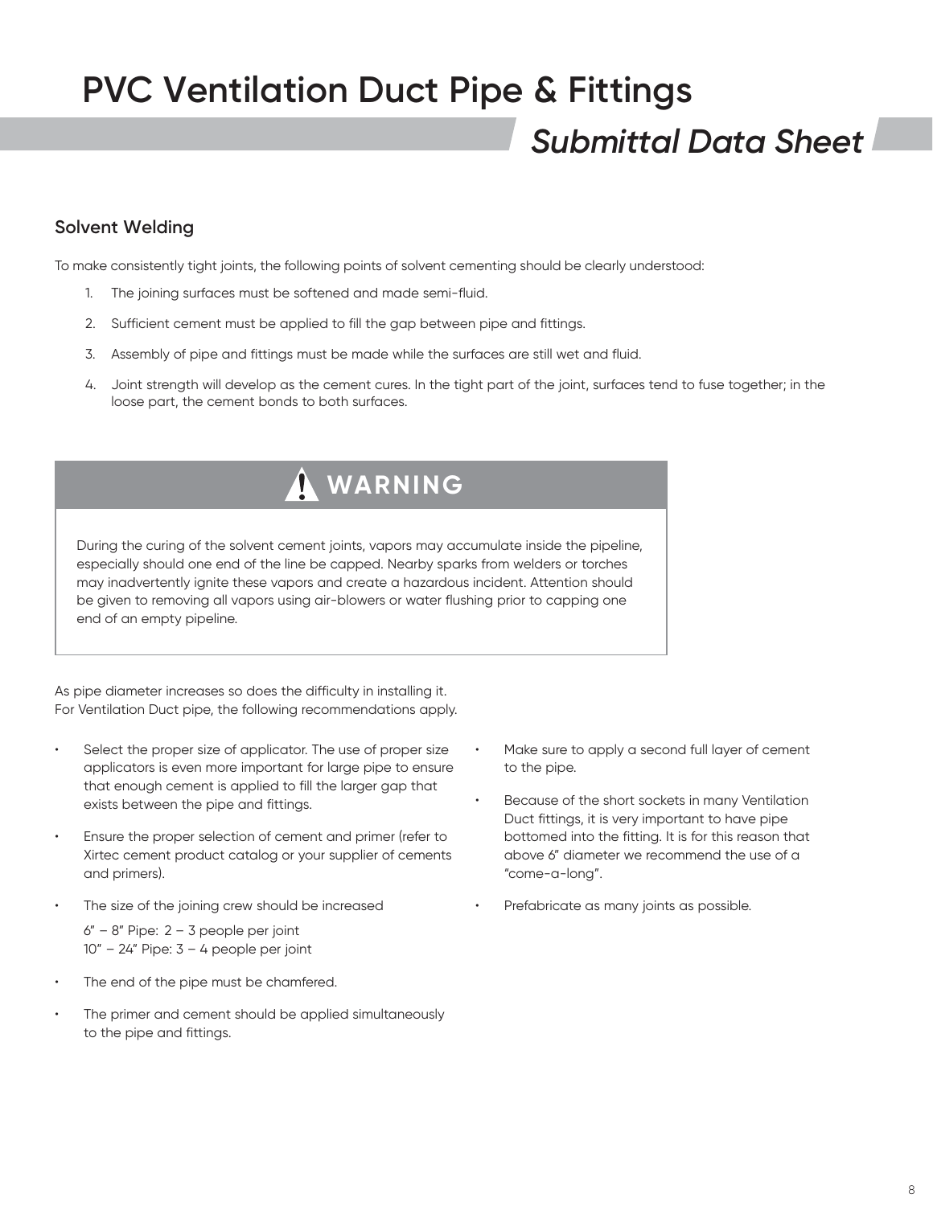# PVC Ventilation Duct Pipe & Fittings

## *Submittal Data Sheet*

### Solvent Welding

To make consistently tight joints, the following points of solvent cementing should be clearly understood:

1. The joining surfaces must be softened and made semi-fluid.
2. Sufficient cement must be applied to fill the gap between pipe and fittings.
3. Assembly of pipe and fittings must be made while the surfaces are still wet and fluid.
4. Joint strength will develop as the cement cures. In the tight part of the joint, surfaces tend to fuse together; in the loose part, the cement bonds to both surfaces.

> **⚠ WARNING**
>
> During the curing of the solvent cement joints, vapors may accumulate inside the pipeline, especially should one end of the line be capped. Nearby sparks from welders or torches may inadvertently ignite these vapors and create a hazardous incident. Attention should be given to removing all vapors using air-blowers or water flushing prior to capping one end of an empty pipeline.

As pipe diameter increases so does the difficulty in installing it. For Ventilation Duct pipe, the following recommendations apply.

- Select the proper size of applicator. The use of proper size applicators is even more important for large pipe to ensure that enough cement is applied to fill the larger gap that exists between the pipe and fittings.
- Ensure the proper selection of cement and primer (refer to Xirtec cement product catalog or your supplier of cements and primers).
- The size of the joining crew should be increased

  6" – 8" Pipe: 2 – 3 people per joint
  10" – 24" Pipe: 3 – 4 people per joint
- The end of the pipe must be chamfered.
- The primer and cement should be applied simultaneously to the pipe and fittings.
- Make sure to apply a second full layer of cement to the pipe.
- Because of the short sockets in many Ventilation Duct fittings, it is very important to have pipe bottomed into the fitting. It is for this reason that above 6" diameter we recommend the use of a "come-a-long".
- Prefabricate as many joints as possible.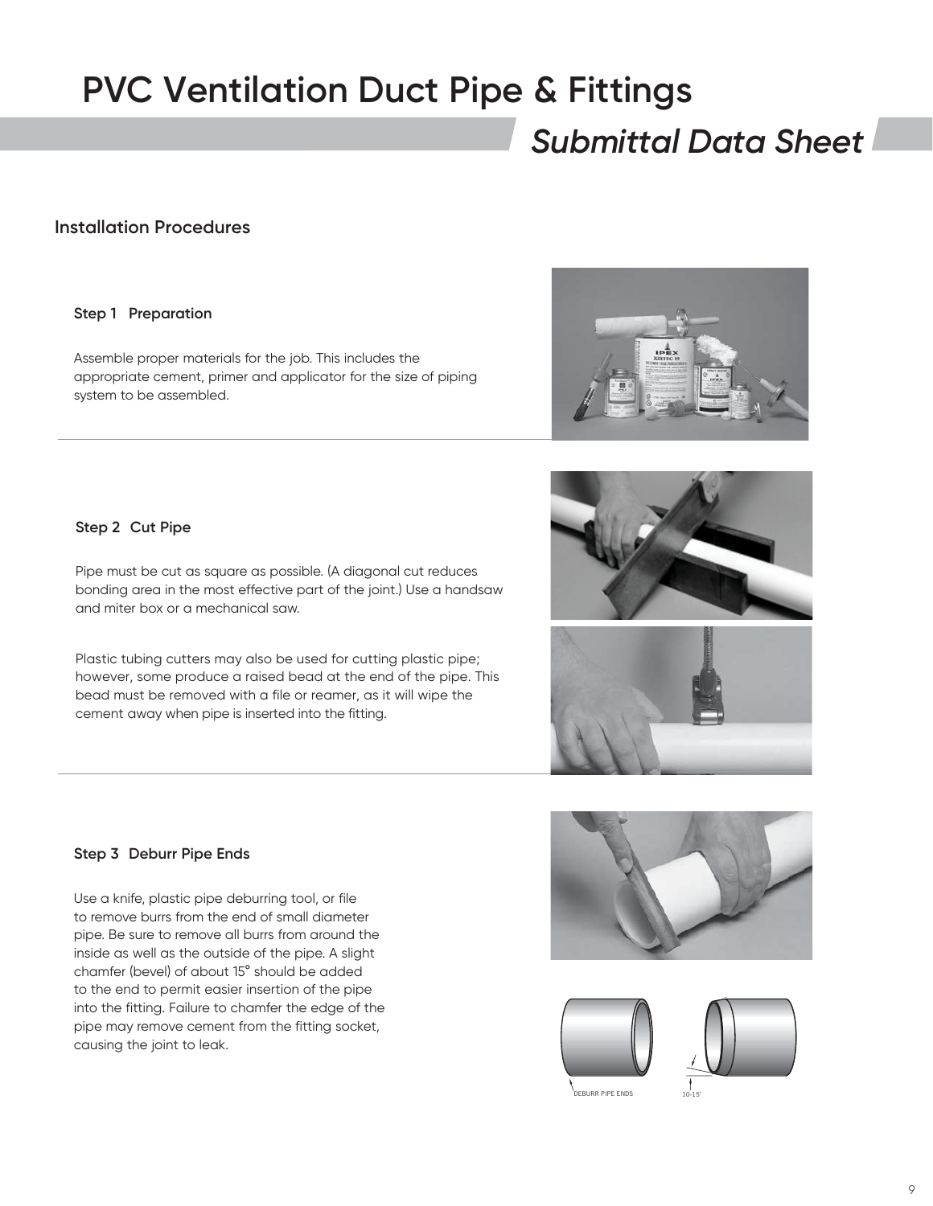# PVC Ventilation Duct Pipe & Fittings

## *Submittal Data Sheet*

### Installation Procedures

#### Step 1 Preparation

Assemble proper materials for the job. This includes the appropriate cement, primer and applicator for the size of piping system to be assembled.

#### Step 2 Cut Pipe

Pipe must be cut as square as possible. (A diagonal cut reduces bonding area in the most effective part of the joint.) Use a handsaw and miter box or a mechanical saw.

Plastic tubing cutters may also be used for cutting plastic pipe; however, some produce a raised bead at the end of the pipe. This bead must be removed with a file or reamer, as it will wipe the cement away when pipe is inserted into the fitting.

#### Step 3 Deburr Pipe Ends

Use a knife, plastic pipe deburring tool, or file to remove burrs from the end of small diameter pipe. Be sure to remove all burrs from around the inside as well as the outside of the pipe. A slight chamfer (bevel) of about 15° should be added to the end to permit easier insertion of the pipe into the fitting. Failure to chamfer the edge of the pipe may remove cement from the fitting socket, causing the joint to leak.

DEBURR PIPE ENDS

10-15°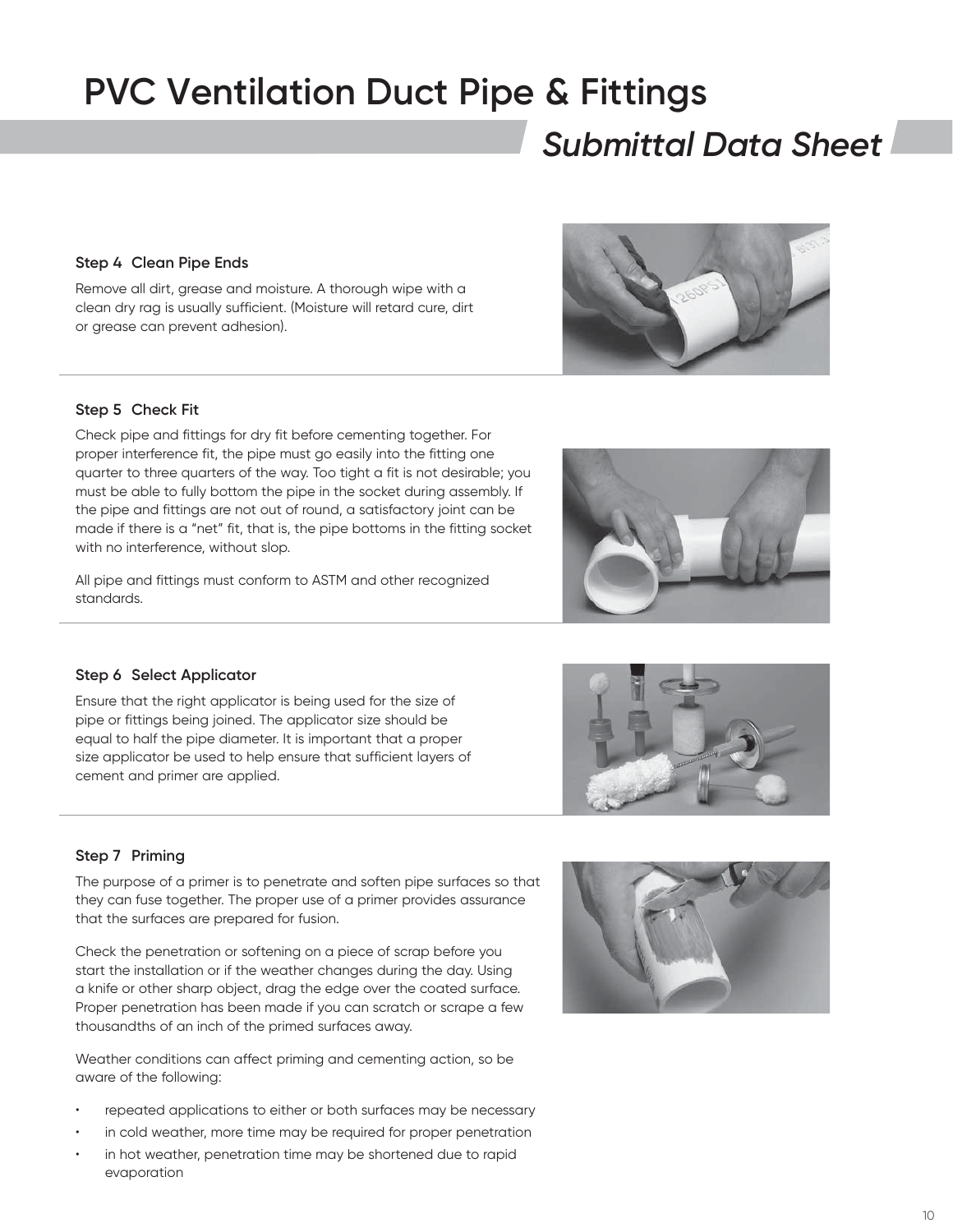# PVC Ventilation Duct Pipe & Fittings

## *Submittal Data Sheet*

### Step 4 Clean Pipe Ends

Remove all dirt, grease and moisture. A thorough wipe with a clean dry rag is usually sufficient. (Moisture will retard cure, dirt or grease can prevent adhesion).

### Step 5 Check Fit

Check pipe and fittings for dry fit before cementing together. For proper interference fit, the pipe must go easily into the fitting one quarter to three quarters of the way. Too tight a fit is not desirable; you must be able to fully bottom the pipe in the socket during assembly. If the pipe and fittings are not out of round, a satisfactory joint can be made if there is a "net" fit, that is, the pipe bottoms in the fitting socket with no interference, without slop.

All pipe and fittings must conform to ASTM and other recognized standards.

### Step 6 Select Applicator

Ensure that the right applicator is being used for the size of pipe or fittings being joined. The applicator size should be equal to half the pipe diameter. It is important that a proper size applicator be used to help ensure that sufficient layers of cement and primer are applied.

### Step 7 Priming

The purpose of a primer is to penetrate and soften pipe surfaces so that they can fuse together. The proper use of a primer provides assurance that the surfaces are prepared for fusion.

Check the penetration or softening on a piece of scrap before you start the installation or if the weather changes during the day. Using a knife or other sharp object, drag the edge over the coated surface. Proper penetration has been made if you can scratch or scrape a few thousandths of an inch of the primed surfaces away.

Weather conditions can affect priming and cementing action, so be aware of the following:

- repeated applications to either or both surfaces may be necessary
- in cold weather, more time may be required for proper penetration
- in hot weather, penetration time may be shortened due to rapid evaporation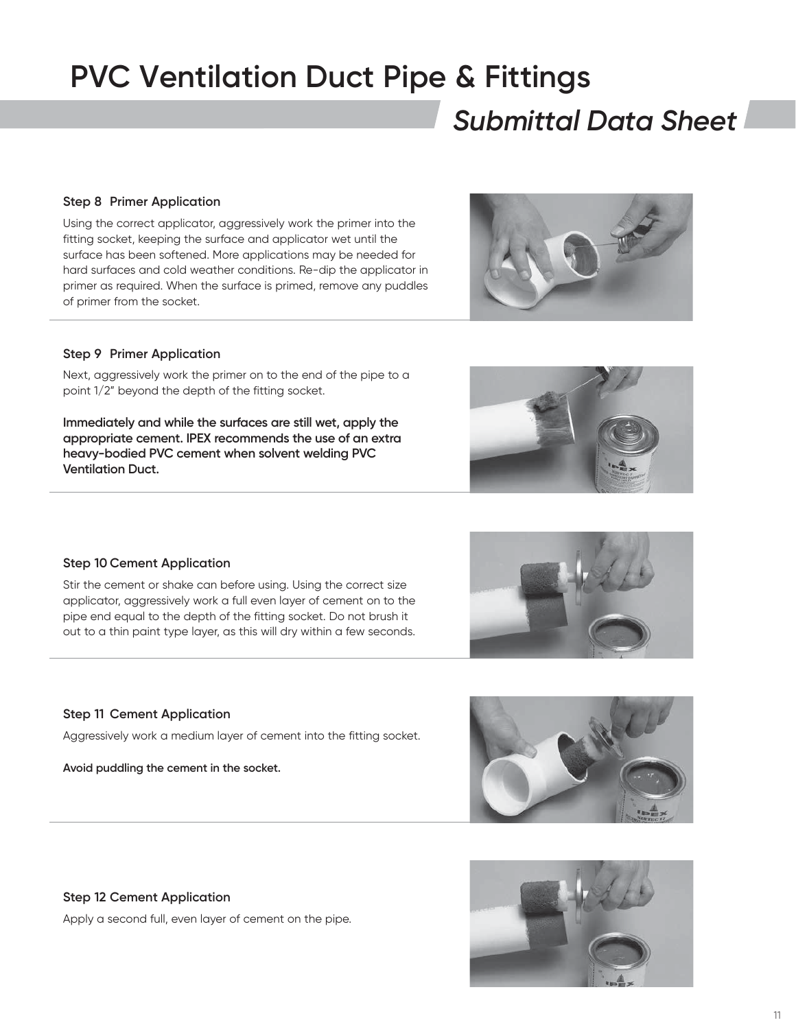### Step 8  Primer Application

Using the correct applicator, aggressively work the primer into the fitting socket, keeping the surface and applicator wet until the surface has been softened. More applications may be needed for hard surfaces and cold weather conditions. Re-dip the applicator in primer as required. When the surface is primed, remove any puddles of primer from the socket.

### Step 9  Primer Application

Next, aggressively work the primer on to the end of the pipe to a point 1/2" beyond the depth of the fitting socket.

**Immediately and while the surfaces are still wet, apply the appropriate cement. IPEX recommends the use of an extra heavy-bodied PVC cement when solvent welding PVC Ventilation Duct.**

### Step 10 Cement Application

Stir the cement or shake can before using. Using the correct size applicator, aggressively work a full even layer of cement on to the pipe end equal to the depth of the fitting socket. Do not brush it out to a thin paint type layer, as this will dry within a few seconds.

### Step 11  Cement Application

Aggressively work a medium layer of cement into the fitting socket.

**Avoid puddling the cement in the socket.**

### Step 12 Cement Application

Apply a second full, even layer of cement on the pipe.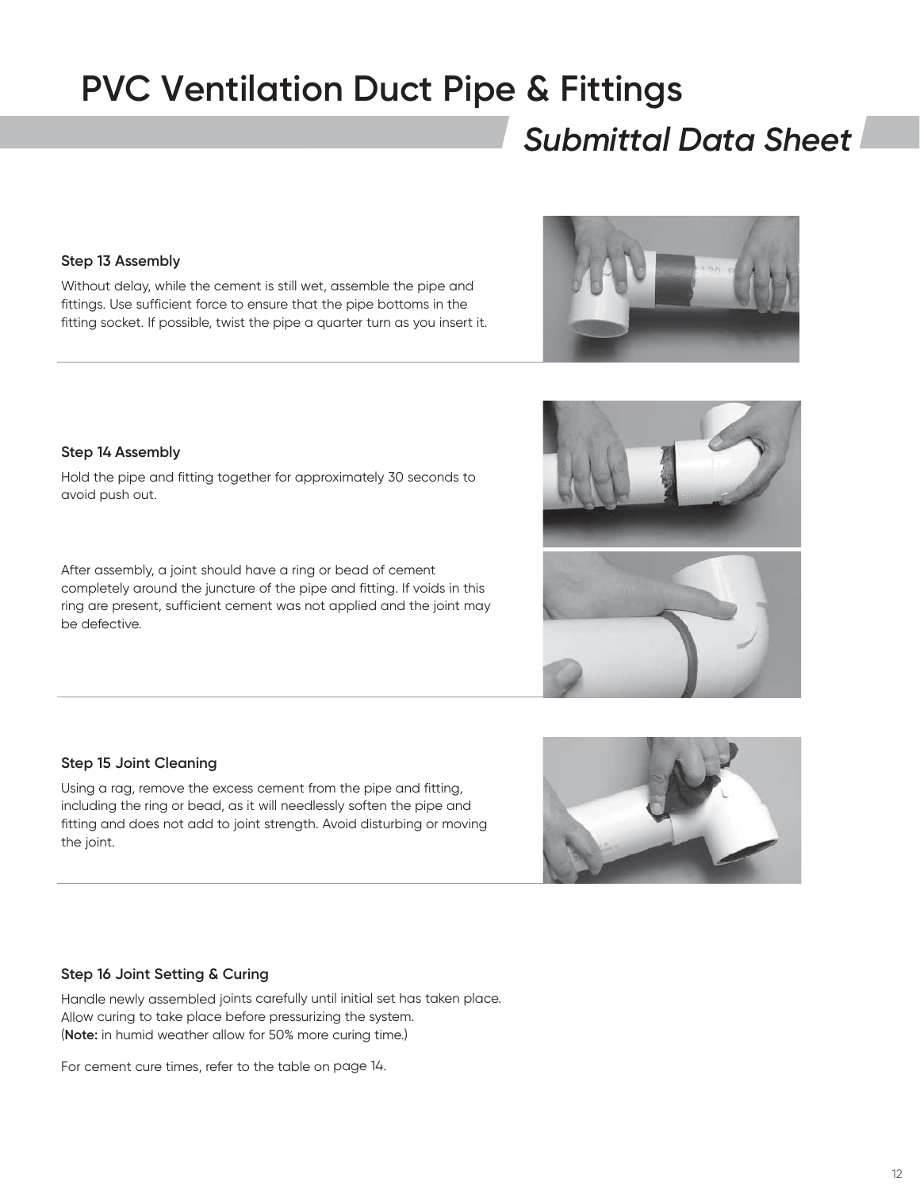# PVC Ventilation Duct Pipe & Fittings

## *Submittal Data Sheet*

### Step 13 Assembly

Without delay, while the cement is still wet, assemble the pipe and fittings. Use sufficient force to ensure that the pipe bottoms in the fitting socket. If possible, twist the pipe a quarter turn as you insert it.

### Step 14 Assembly

Hold the pipe and fitting together for approximately 30 seconds to avoid push out.

After assembly, a joint should have a ring or bead of cement completely around the juncture of the pipe and fitting. If voids in this ring are present, sufficient cement was not applied and the joint may be defective.

### Step 15 Joint Cleaning

Using a rag, remove the excess cement from the pipe and fitting, including the ring or bead, as it will needlessly soften the pipe and fitting and does not add to joint strength. Avoid disturbing or moving the joint.

### Step 16 Joint Setting & Curing

Handle newly assembled joints carefully until initial set has taken place. Allow curing to take place before pressurizing the system. (**Note:** in humid weather allow for 50% more curing time.)

For cement cure times, refer to the table on page 14.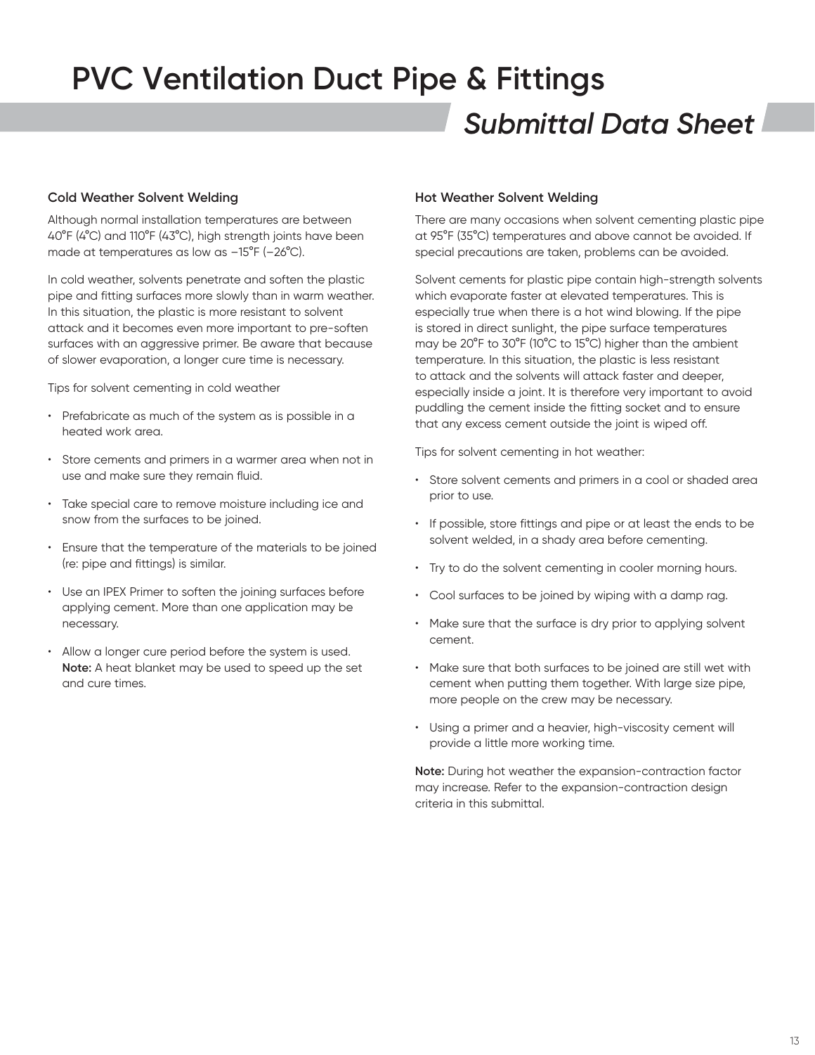# PVC Ventilation Duct Pipe & Fittings

## *Submittal Data Sheet*

### Cold Weather Solvent Welding

Although normal installation temperatures are between 40°F (4°C) and 110°F (43°C), high strength joints have been made at temperatures as low as –15°F (–26°C).

In cold weather, solvents penetrate and soften the plastic pipe and fitting surfaces more slowly than in warm weather. In this situation, the plastic is more resistant to solvent attack and it becomes even more important to pre-soften surfaces with an aggressive primer. Be aware that because of slower evaporation, a longer cure time is necessary.

Tips for solvent cementing in cold weather

- Prefabricate as much of the system as is possible in a heated work area.
- Store cements and primers in a warmer area when not in use and make sure they remain fluid.
- Take special care to remove moisture including ice and snow from the surfaces to be joined.
- Ensure that the temperature of the materials to be joined (re: pipe and fittings) is similar.
- Use an IPEX Primer to soften the joining surfaces before applying cement. More than one application may be necessary.
- Allow a longer cure period before the system is used. **Note:** A heat blanket may be used to speed up the set and cure times.

### Hot Weather Solvent Welding

There are many occasions when solvent cementing plastic pipe at 95°F (35°C) temperatures and above cannot be avoided. If special precautions are taken, problems can be avoided.

Solvent cements for plastic pipe contain high-strength solvents which evaporate faster at elevated temperatures. This is especially true when there is a hot wind blowing. If the pipe is stored in direct sunlight, the pipe surface temperatures may be 20°F to 30°F (10°C to 15°C) higher than the ambient temperature. In this situation, the plastic is less resistant to attack and the solvents will attack faster and deeper, especially inside a joint. It is therefore very important to avoid puddling the cement inside the fitting socket and to ensure that any excess cement outside the joint is wiped off.

Tips for solvent cementing in hot weather:

- Store solvent cements and primers in a cool or shaded area prior to use.
- If possible, store fittings and pipe or at least the ends to be solvent welded, in a shady area before cementing.
- Try to do the solvent cementing in cooler morning hours.
- Cool surfaces to be joined by wiping with a damp rag.
- Make sure that the surface is dry prior to applying solvent cement.
- Make sure that both surfaces to be joined are still wet with cement when putting them together. With large size pipe, more people on the crew may be necessary.
- Using a primer and a heavier, high-viscosity cement will provide a little more working time.

**Note:** During hot weather the expansion-contraction factor may increase. Refer to the expansion-contraction design criteria in this submittal.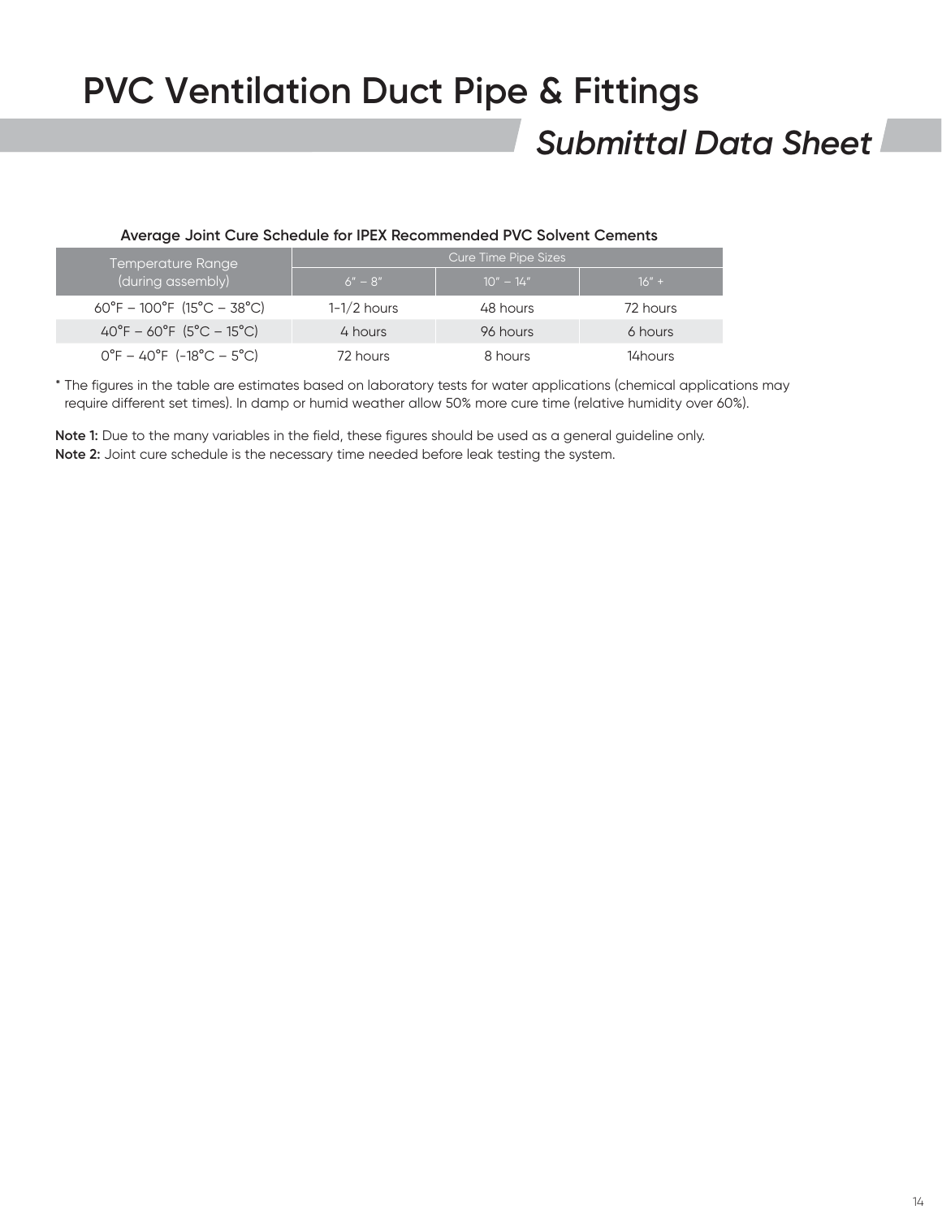# PVC Ventilation Duct Pipe & Fittings

## *Submittal Data Sheet*

**Average Joint Cure Schedule for IPEX Recommended PVC Solvent Cements**

| Temperature Range (during assembly) | Cure Time Pipe Sizes | | |
|---|---|---|---|
| | 6" – 8" | 10" – 14" | 16" + |
| 60°F – 100°F (15°C – 38°C) | 1-1/2 hours | 48 hours | 72 hours |
| 40°F – 60°F (5°C – 15°C) | 4 hours | 96 hours | 6 hours |
| 0°F – 40°F (-18°C – 5°C) | 72 hours | 8 hours | 14hours |

\* The figures in the table are estimates based on laboratory tests for water applications (chemical applications may require different set times). In damp or humid weather allow 50% more cure time (relative humidity over 60%).

**Note 1:** Due to the many variables in the field, these figures should be used as a general guideline only.
**Note 2:** Joint cure schedule is the necessary time needed before leak testing the system.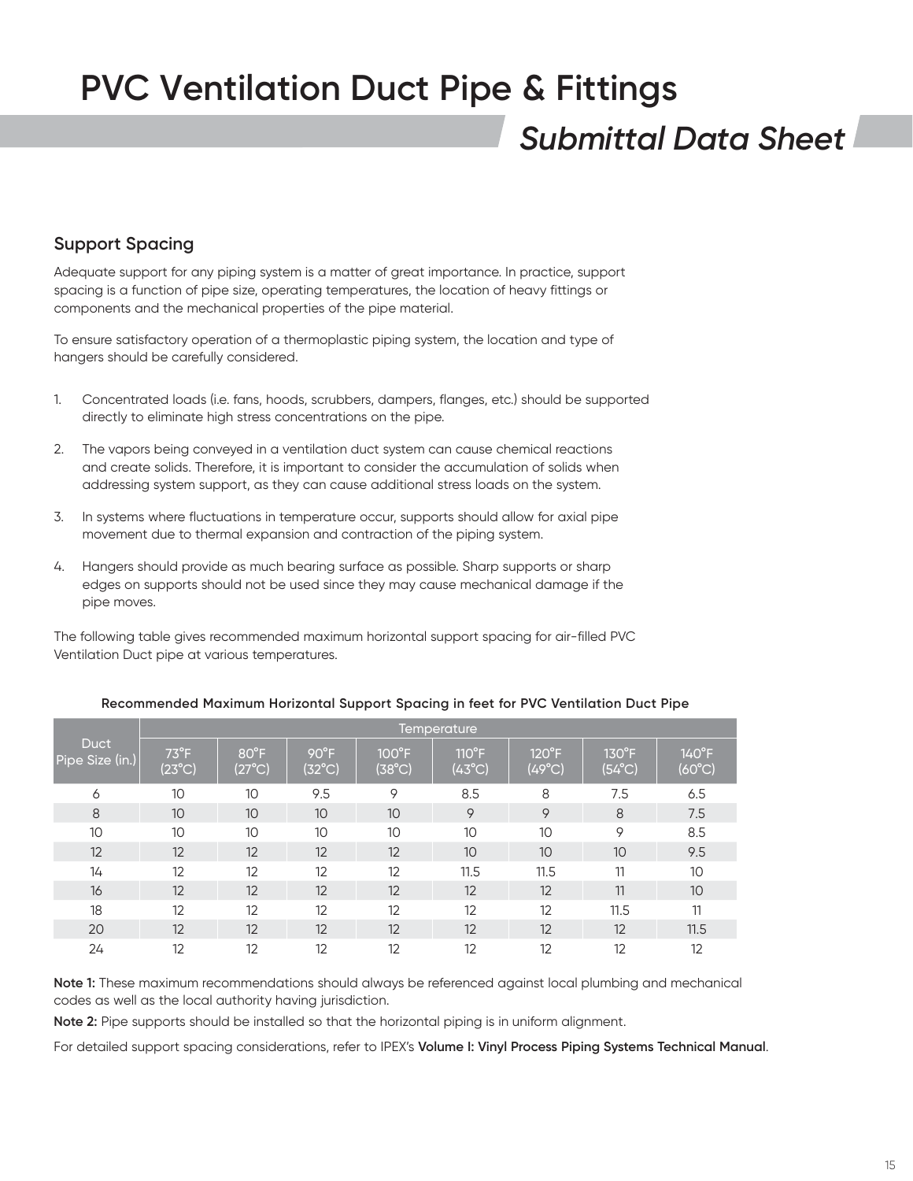# PVC Ventilation Duct Pipe & Fittings

## *Submittal Data Sheet*

### Support Spacing

Adequate support for any piping system is a matter of great importance. In practice, support spacing is a function of pipe size, operating temperatures, the location of heavy fittings or components and the mechanical properties of the pipe material.

To ensure satisfactory operation of a thermoplastic piping system, the location and type of hangers should be carefully considered.

1. Concentrated loads (i.e. fans, hoods, scrubbers, dampers, flanges, etc.) should be supported directly to eliminate high stress concentrations on the pipe.
2. The vapors being conveyed in a ventilation duct system can cause chemical reactions and create solids. Therefore, it is important to consider the accumulation of solids when addressing system support, as they can cause additional stress loads on the system.
3. In systems where fluctuations in temperature occur, supports should allow for axial pipe movement due to thermal expansion and contraction of the piping system.
4. Hangers should provide as much bearing surface as possible. Sharp supports or sharp edges on supports should not be used since they may cause mechanical damage if the pipe moves.

The following table gives recommended maximum horizontal support spacing for air-filled PVC Ventilation Duct pipe at various temperatures.

**Recommended Maximum Horizontal Support Spacing in feet for PVC Ventilation Duct Pipe**

| Duct Pipe Size (in.) | Temperature | | | | | | | |
|---|---|---|---|---|---|---|---|---|
| | 73°F (23°C) | 80°F (27°C) | 90°F (32°C) | 100°F (38°C) | 110°F (43°C) | 120°F (49°C) | 130°F (54°C) | 140°F (60°C) |
| 6 | 10 | 10 | 9.5 | 9 | 8.5 | 8 | 7.5 | 6.5 |
| 8 | 10 | 10 | 10 | 10 | 9 | 9 | 8 | 7.5 |
| 10 | 10 | 10 | 10 | 10 | 10 | 10 | 9 | 8.5 |
| 12 | 12 | 12 | 12 | 12 | 10 | 10 | 10 | 9.5 |
| 14 | 12 | 12 | 12 | 12 | 11.5 | 11.5 | 11 | 10 |
| 16 | 12 | 12 | 12 | 12 | 12 | 12 | 11 | 10 |
| 18 | 12 | 12 | 12 | 12 | 12 | 12 | 11.5 | 11 |
| 20 | 12 | 12 | 12 | 12 | 12 | 12 | 12 | 11.5 |
| 24 | 12 | 12 | 12 | 12 | 12 | 12 | 12 | 12 |

**Note 1:** These maximum recommendations should always be referenced against local plumbing and mechanical codes as well as the local authority having jurisdiction.

**Note 2:** Pipe supports should be installed so that the horizontal piping is in uniform alignment.

For detailed support spacing considerations, refer to IPEX's **Volume I: Vinyl Process Piping Systems Technical Manual**.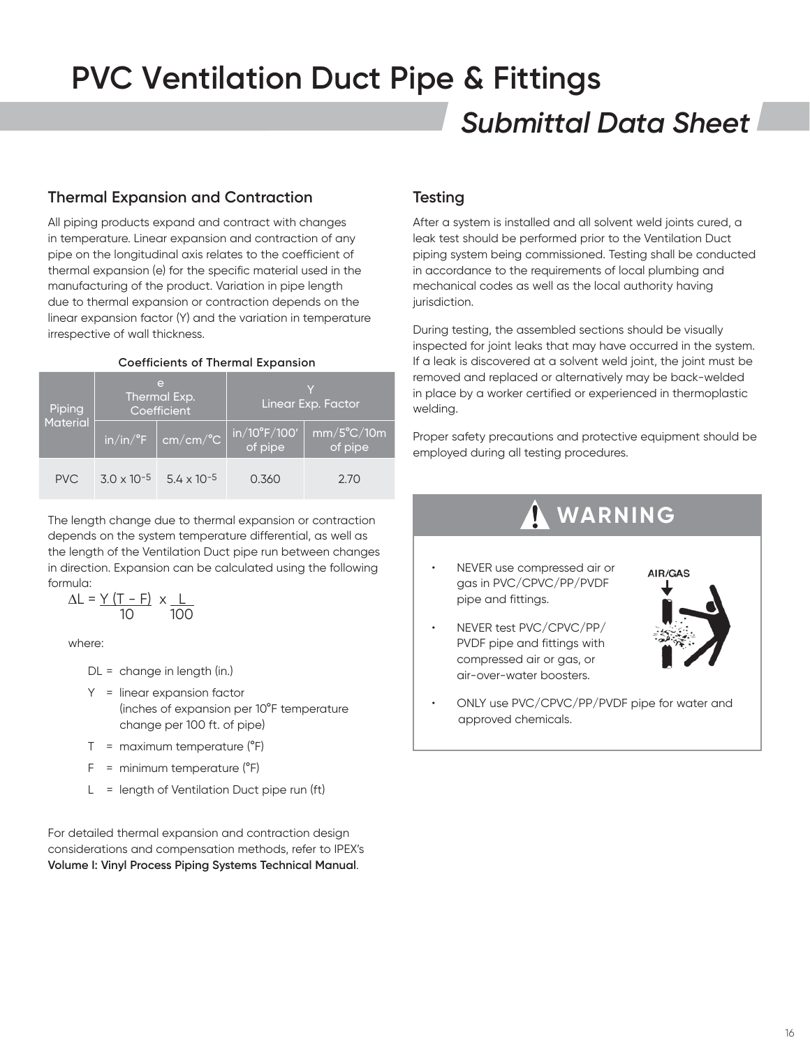# PVC Ventilation Duct Pipe & Fittings

## *Submittal Data Sheet*

### Thermal Expansion and Contraction

All piping products expand and contract with changes in temperature. Linear expansion and contraction of any pipe on the longitudinal axis relates to the coefficient of thermal expansion (e) for the specific material used in the manufacturing of the product. Variation in pipe length due to thermal expansion or contraction depends on the linear expansion factor (Y) and the variation in temperature irrespective of wall thickness.

**Coefficients of Thermal Expansion**

| Piping Material | e Thermal Exp. Coefficient | | Y Linear Exp. Factor | |
|---|---|---|---|---|
| | in/in/°F | cm/cm/°C | in/10°F/100' of pipe | mm/5°C/10m of pipe |
| PVC | $3.0 \times 10^{-5}$ | $5.4 \times 10^{-5}$ | 0.360 | 2.70 |

The length change due to thermal expansion or contraction depends on the system temperature differential, as well as the length of the Ventilation Duct pipe run between changes in direction. Expansion can be calculated using the following formula:

$$\Delta L = \frac{Y\,(T - F)}{10} \times \frac{L}{100}$$

where:

- DL = change in length (in.)
- Y = linear expansion factor (inches of expansion per 10°F temperature change per 100 ft. of pipe)
- T = maximum temperature (°F)
- F = minimum temperature (°F)
- L = length of Ventilation Duct pipe run (ft)

For detailed thermal expansion and contraction design considerations and compensation methods, refer to IPEX's **Volume I: Vinyl Process Piping Systems Technical Manual**.

### Testing

After a system is installed and all solvent weld joints cured, a leak test should be performed prior to the Ventilation Duct piping system being commissioned. Testing shall be conducted in accordance to the requirements of local plumbing and mechanical codes as well as the local authority having jurisdiction.

During testing, the assembled sections should be visually inspected for joint leaks that may have occurred in the system. If a leak is discovered at a solvent weld joint, the joint must be removed and replaced or alternatively may be back-welded in place by a worker certified or experienced in thermoplastic welding.

Proper safety precautions and protective equipment should be employed during all testing procedures.

**WARNING**

- NEVER use compressed air or gas in PVC/CPVC/PP/PVDF pipe and fittings.
- NEVER test PVC/CPVC/PP/PVDF pipe and fittings with compressed air or gas, or air-over-water boosters.
- ONLY use PVC/CPVC/PP/PVDF pipe for water and approved chemicals.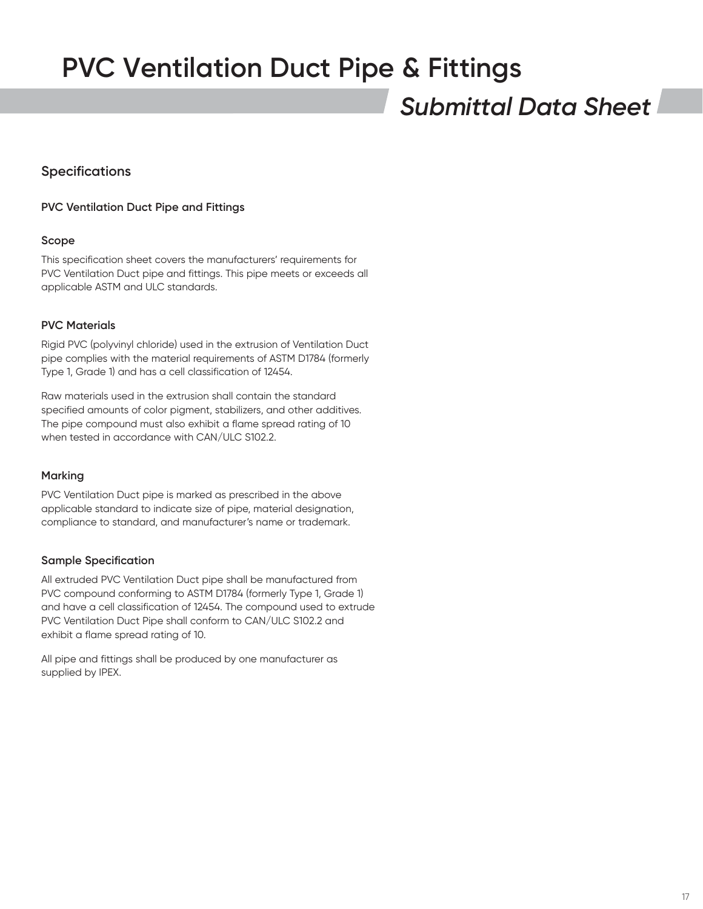# PVC Ventilation Duct Pipe & Fittings

## *Submittal Data Sheet*

## Specifications

### PVC Ventilation Duct Pipe and Fittings

#### Scope

This specification sheet covers the manufacturers' requirements for PVC Ventilation Duct pipe and fittings. This pipe meets or exceeds all applicable ASTM and ULC standards.

#### PVC Materials

Rigid PVC (polyvinyl chloride) used in the extrusion of Ventilation Duct pipe complies with the material requirements of ASTM D1784 (formerly Type 1, Grade 1) and has a cell classification of 12454.

Raw materials used in the extrusion shall contain the standard specified amounts of color pigment, stabilizers, and other additives. The pipe compound must also exhibit a flame spread rating of 10 when tested in accordance with CAN/ULC S102.2.

#### Marking

PVC Ventilation Duct pipe is marked as prescribed in the above applicable standard to indicate size of pipe, material designation, compliance to standard, and manufacturer's name or trademark.

#### Sample Specification

All extruded PVC Ventilation Duct pipe shall be manufactured from PVC compound conforming to ASTM D1784 (formerly Type 1, Grade 1) and have a cell classification of 12454. The compound used to extrude PVC Ventilation Duct Pipe shall conform to CAN/ULC S102.2 and exhibit a flame spread rating of 10.

All pipe and fittings shall be produced by one manufacturer as supplied by IPEX.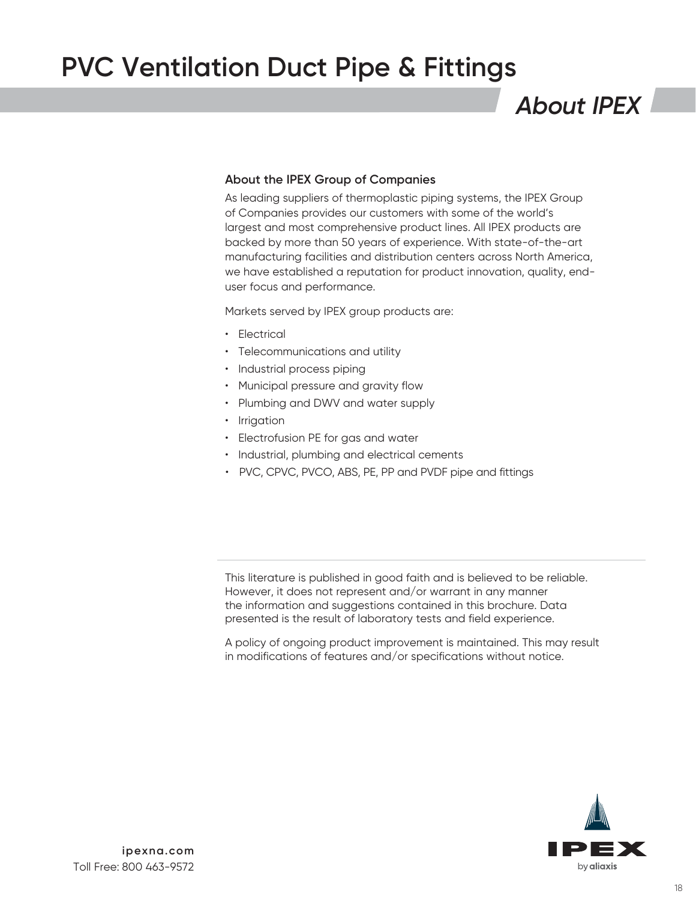# PVC Ventilation Duct Pipe & Fittings

## *About IPEX*

### About the IPEX Group of Companies

As leading suppliers of thermoplastic piping systems, the IPEX Group of Companies provides our customers with some of the world's largest and most comprehensive product lines. All IPEX products are backed by more than 50 years of experience. With state-of-the-art manufacturing facilities and distribution centers across North America, we have established a reputation for product innovation, quality, end-user focus and performance.

Markets served by IPEX group products are:

- Electrical
- Telecommunications and utility
- Industrial process piping
- Municipal pressure and gravity flow
- Plumbing and DWV and water supply
- Irrigation
- Electrofusion PE for gas and water
- Industrial, plumbing and electrical cements
- PVC, CPVC, PVCO, ABS, PE, PP and PVDF pipe and fittings

---

This literature is published in good faith and is believed to be reliable. However, it does not represent and/or warrant in any manner the information and suggestions contained in this brochure. Data presented is the result of laboratory tests and field experience.

A policy of ongoing product improvement is maintained. This may result in modifications of features and/or specifications without notice.

**ipexna.com**
Toll Free: 800 463-9572

IPEX by aliaxis